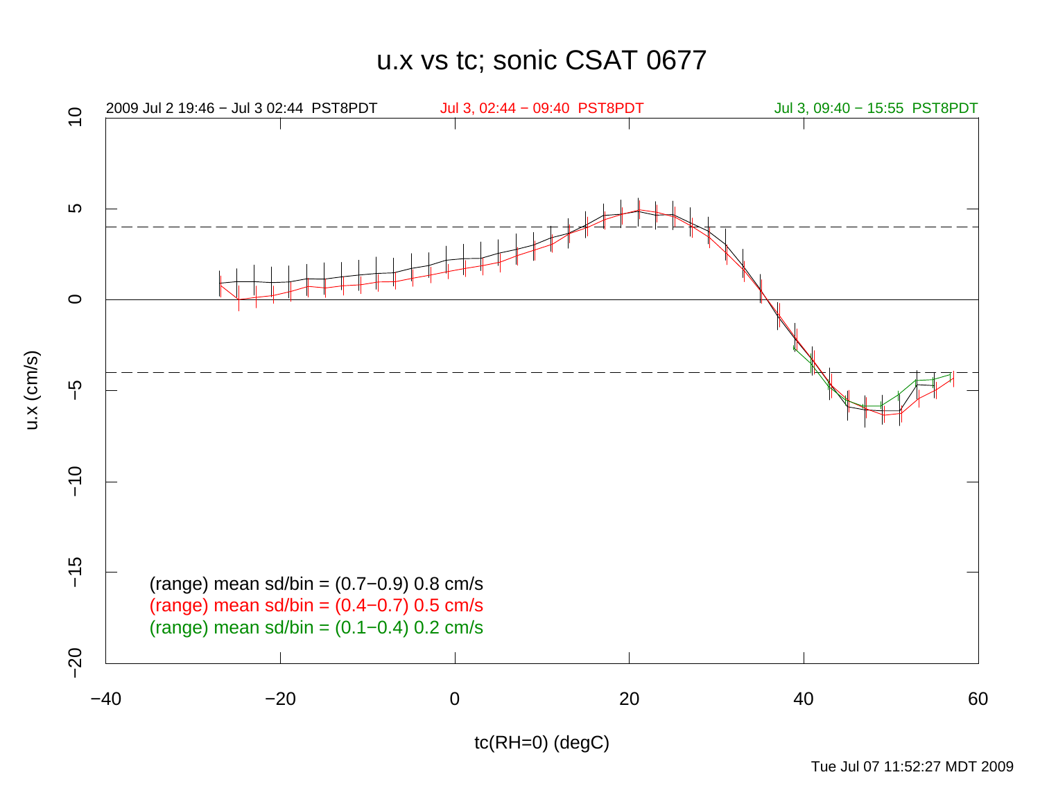# u.x vs tc; sonic CSAT 0677

2009 Jul 2 19:46 − Jul 3 02:44 PST8PDT

Jul 3, 02:44 − 09:40 PST8PDT

Jul 3, 09:40 − 15:55 PST8PDT

(range) mean sd/bin = (0.7−0.9) 0.8 cm/s

(range) mean sd/bin = (0.4−0.7) 0.5 cm/s

(range) mean sd/bin = (0.1−0.4) 0.2 cm/s

u.x (cm/s)

tc(RH=0) (degC)

Tue Jul 07 11:52:27 MDT 2009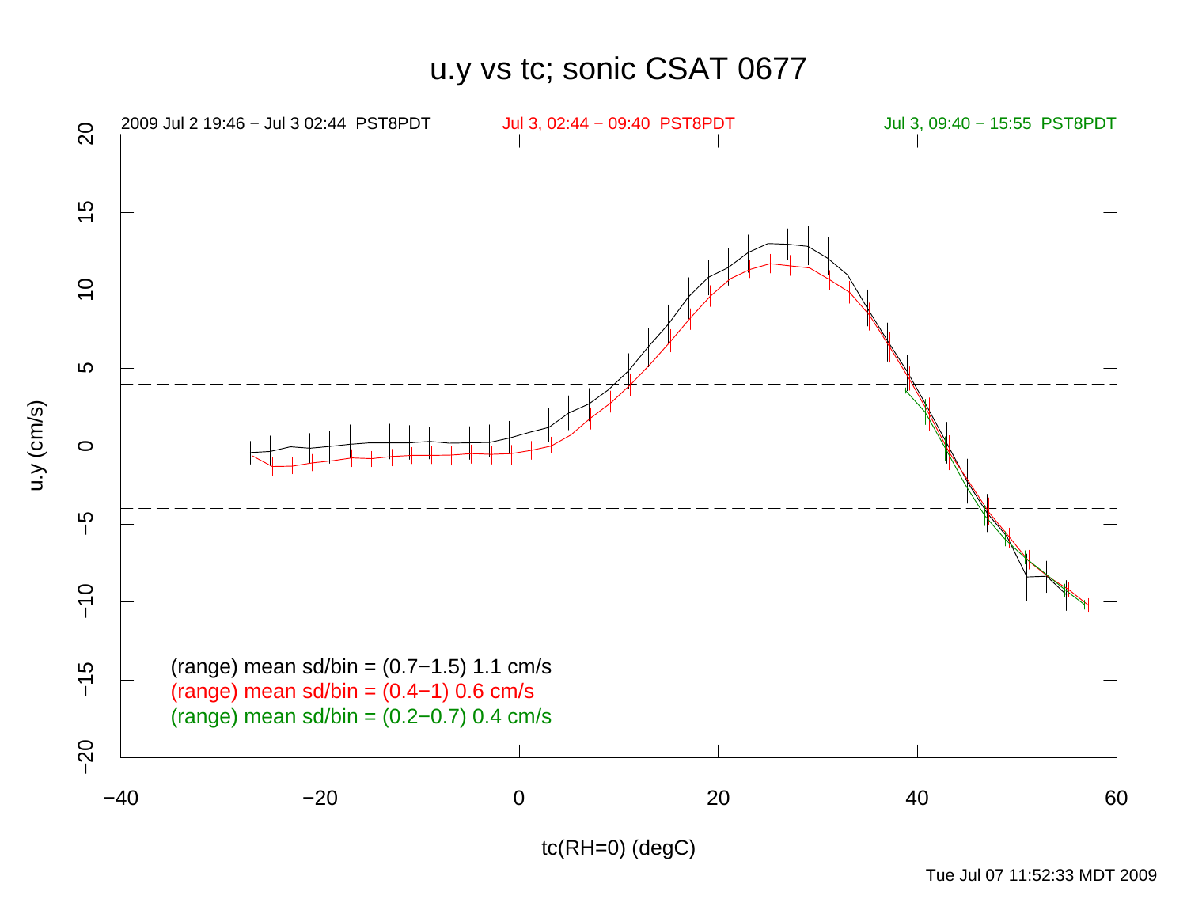# u.y vs tc; sonic CSAT 0677

2009 Jul 2 19:46 − Jul 3 02:44 PST8PDT

Jul 3, 02:44 − 09:40 PST8PDT

Jul 3, 09:40 − 15:55 PST8PDT

(range) mean sd/bin = (0.7−1.5) 1.1 cm/s

(range) mean sd/bin = (0.4−1) 0.6 cm/s

(range) mean sd/bin = (0.2−0.7) 0.4 cm/s

u.y (cm/s)

tc(RH=0) (degC)

Tue Jul 07 11:52:33 MDT 2009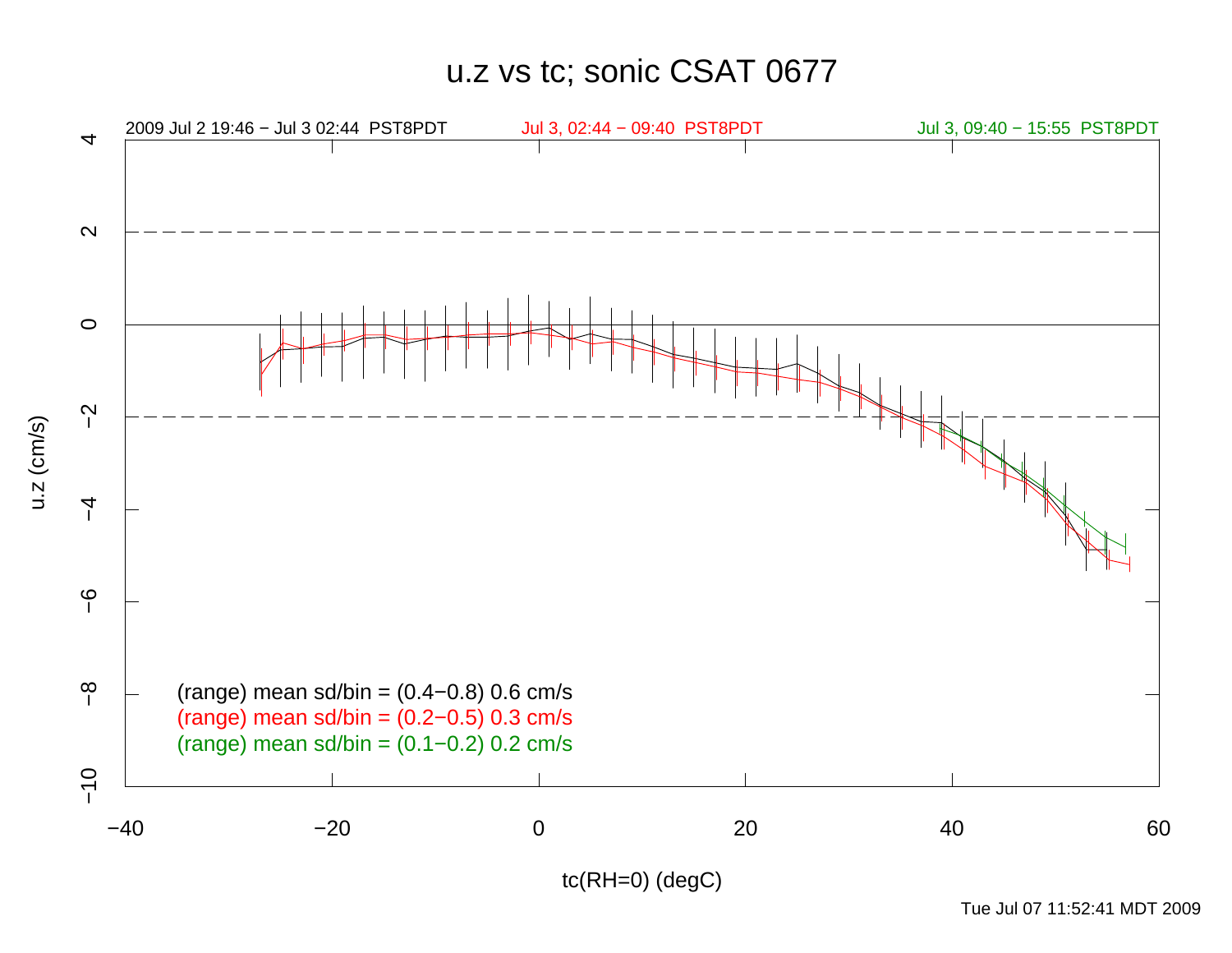# u.z vs tc; sonic CSAT 0677

2009 Jul 2 19:46 − Jul 3 02:44 PST8PDT

Jul 3, 02:44 − 09:40 PST8PDT

Jul 3, 09:40 − 15:55 PST8PDT

u.z (cm/s)

4
2
0
−2
−4
−6
−8
−10

(range) mean sd/bin = (0.4−0.8) 0.6 cm/s

(range) mean sd/bin = (0.2−0.5) 0.3 cm/s

(range) mean sd/bin = (0.1−0.2) 0.2 cm/s

−40
−20
0
20
40
60

tc(RH=0) (degC)

Tue Jul 07 11:52:41 MDT 2009